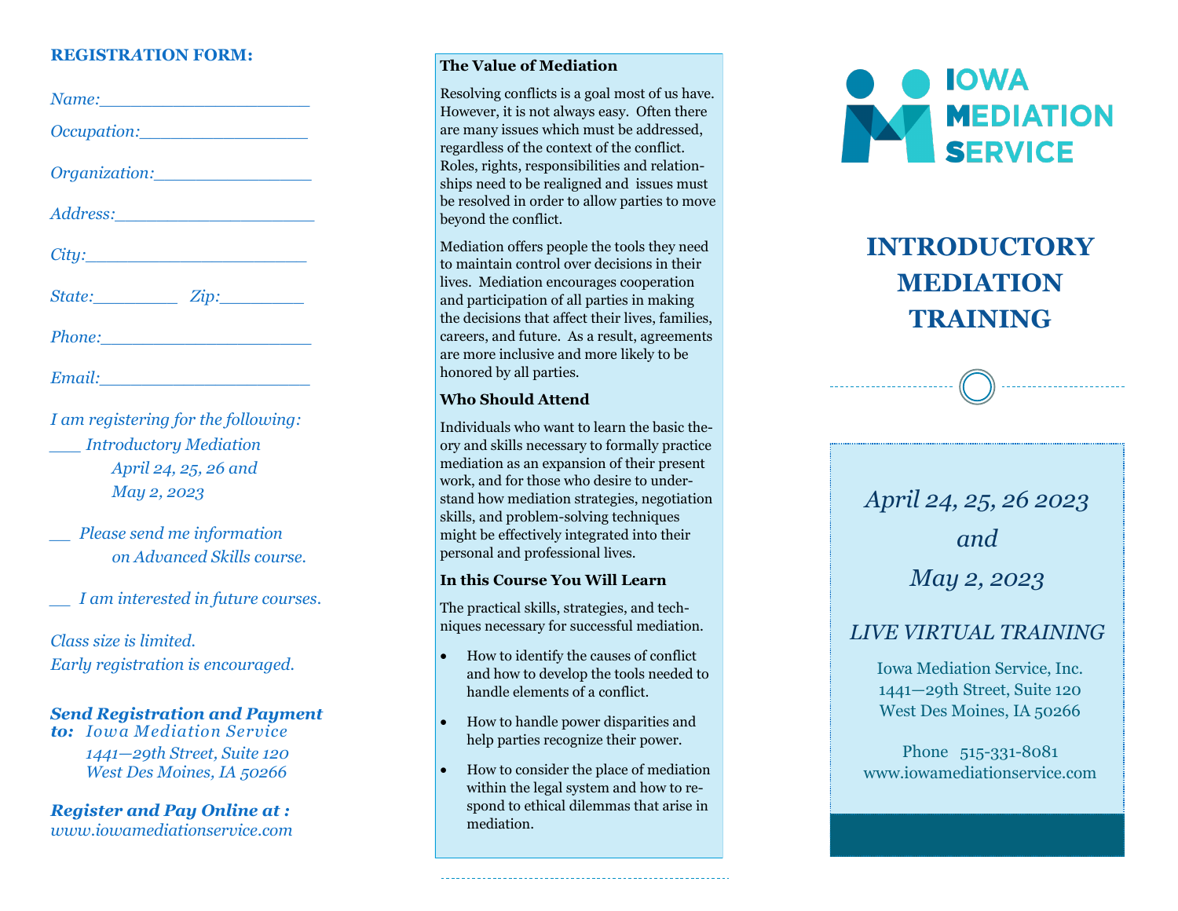## REGISTRATION FORM:

*Name:\_\_\_\_\_\_\_\_\_\_\_\_\_\_\_\_\_\_\_\_*

*Occupation:\_\_\_\_\_\_\_\_\_\_\_\_\_\_\_\_\_*

*Organization:\_\_\_\_\_\_\_\_\_\_\_\_\_\_\_\_*

*Address:\_\_\_\_\_\_\_\_\_\_\_\_\_\_\_\_\_\_\_\_*

*City:\_\_\_\_\_\_\_\_\_\_\_\_\_\_\_\_\_\_\_\_\_\_*

*State:\_\_\_\_\_\_\_\_\_ Zip:\_\_\_\_\_\_\_\_\_*

*Phone:\_\_\_\_\_\_\_\_\_\_\_\_\_\_\_\_\_\_\_\_\_*

*Email:\_\_\_\_\_\_\_\_\_\_\_\_\_\_\_\_\_\_\_\_\_*

*I am registering for the following:*

*\_\_\_ Introductory Mediation April 24, 25, 26 and May 2, 2023*

*\_\_ Please send me information on Advanced Skills course.*

*\_\_ I am interested in future courses.*

*Class size is limited.*
*Early registration is encouraged.*

***Send Registration and Payment to:*** *Iowa Mediation Service*
*1441—29th Street, Suite 120*
*West Des Moines, IA 50266*

***Register and Pay Online at :***
*www.iowamediationservice.com*

### The Value of Mediation

Resolving conflicts is a goal most of us have. However, it is not always easy. Often there are many issues which must be addressed, regardless of the context of the conflict. Roles, rights, responsibilities and relationships need to be realigned and issues must be resolved in order to allow parties to move beyond the conflict.

Mediation offers people the tools they need to maintain control over decisions in their lives. Mediation encourages cooperation and participation of all parties in making the decisions that affect their lives, families, careers, and future. As a result, agreements are more inclusive and more likely to be honored by all parties.

### Who Should Attend

Individuals who want to learn the basic theory and skills necessary to formally practice mediation as an expansion of their present work, and for those who desire to understand how mediation strategies, negotiation skills, and problem-solving techniques might be effectively integrated into their personal and professional lives.

### In this Course You Will Learn

The practical skills, strategies, and techniques necessary for successful mediation.

- How to identify the causes of conflict and how to develop the tools needed to handle elements of a conflict.
- How to handle power disparities and help parties recognize their power.
- How to consider the place of mediation within the legal system and how to respond to ethical dilemmas that arise in mediation.

IOWA MEDIATION SERVICE

# INTRODUCTORY MEDIATION TRAINING

*April 24, 25, 26 2023*
*and*
*May 2, 2023*

*LIVE VIRTUAL TRAINING*

Iowa Mediation Service, Inc.
1441—29th Street, Suite 120
West Des Moines, IA 50266

Phone 515-331-8081
www.iowamediationservice.com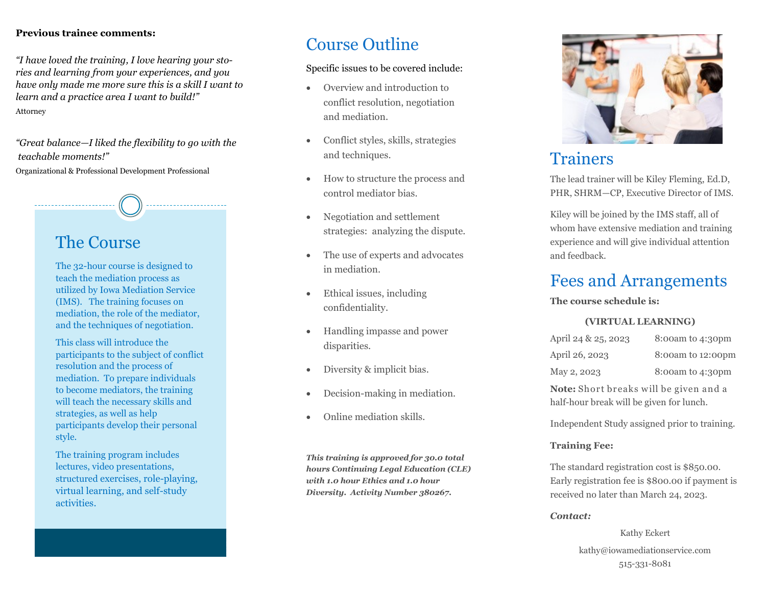**Previous trainee comments:**

*"I have loved the training, I love hearing your stories and learning from your experiences, and you have only made me more sure this is a skill I want to learn and a practice area I want to build!"*

Attorney

*"Great balance—I liked the flexibility to go with the teachable moments!"*

Organizational & Professional Development Professional

## The Course

The 32-hour course is designed to teach the mediation process as utilized by Iowa Mediation Service (IMS). The training focuses on mediation, the role of the mediator, and the techniques of negotiation.

This class will introduce the participants to the subject of conflict resolution and the process of mediation. To prepare individuals to become mediators, the training will teach the necessary skills and strategies, as well as help participants develop their personal style.

The training program includes lectures, video presentations, structured exercises, role-playing, virtual learning, and self-study activities.

## Course Outline

Specific issues to be covered include:

- Overview and introduction to conflict resolution, negotiation and mediation.
- Conflict styles, skills, strategies and techniques.
- How to structure the process and control mediator bias.
- Negotiation and settlement strategies: analyzing the dispute.
- The use of experts and advocates in mediation.
- Ethical issues, including confidentiality.
- Handling impasse and power disparities.
- Diversity & implicit bias.
- Decision-making in mediation.
- Online mediation skills.

***This training is approved for 30.0 total hours Continuing Legal Education (CLE) with 1.0 hour Ethics and 1.0 hour Diversity. Activity Number 380267.***

## Trainers

The lead trainer will be Kiley Fleming, Ed.D, PHR, SHRM—CP, Executive Director of IMS.

Kiley will be joined by the IMS staff, all of whom have extensive mediation and training experience and will give individual attention and feedback.

## Fees and Arrangements

**The course schedule is:**

**(VIRTUAL LEARNING)**

| | |
|---|---|
| April 24 & 25, 2023 | 8:00am to 4:30pm |
| April 26, 2023 | 8:00am to 12:00pm |
| May 2, 2023 | 8:00am to 4:30pm |

**Note:** Short breaks will be given and a half-hour break will be given for lunch.

Independent Study assigned prior to training.

**Training Fee:**

The standard registration cost is $850.00. Early registration fee is $800.00 if payment is received no later than March 24, 2023.

***Contact:***

Kathy Eckert

kathy@iowamediationservice.com

515-331-8081